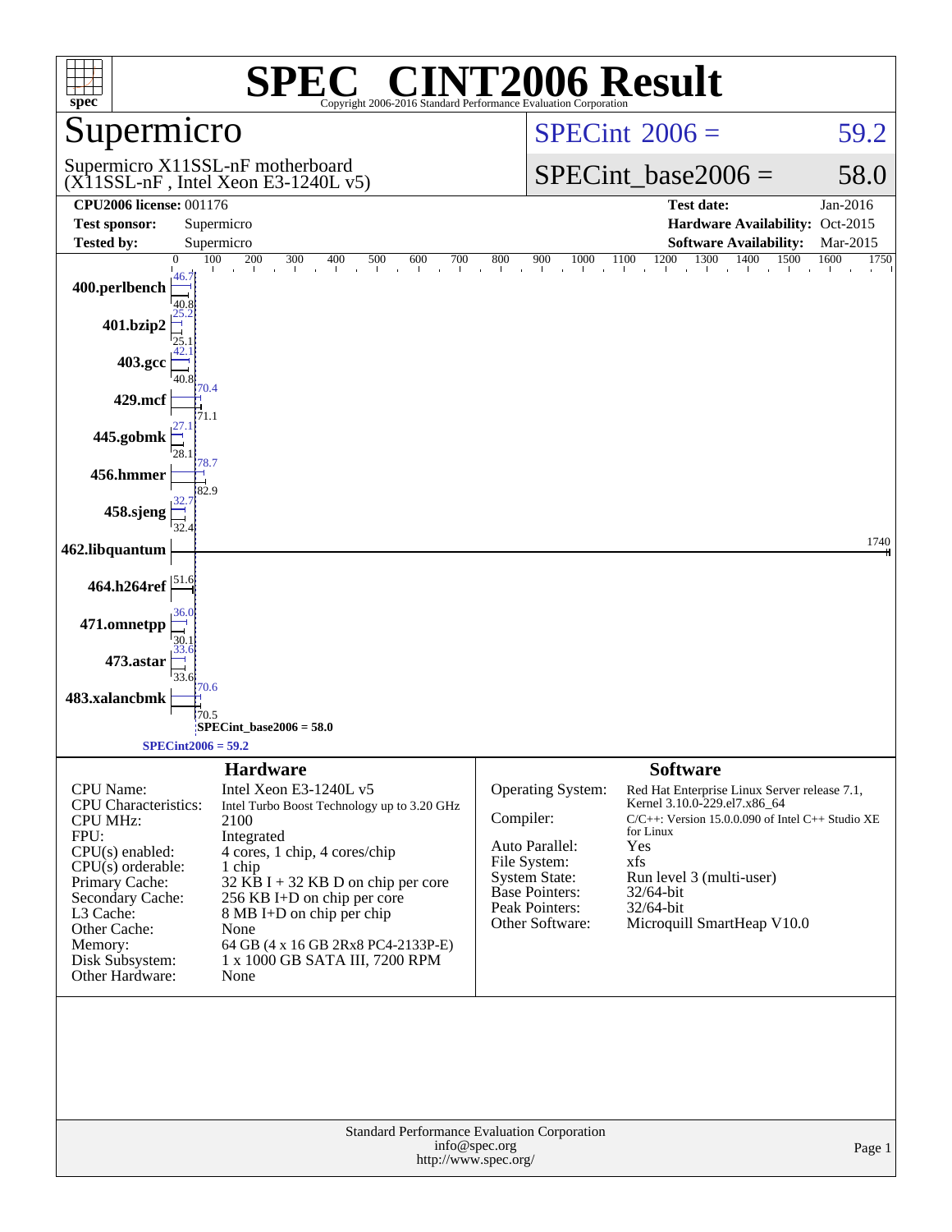# SPEC® CINT2006 Result

Copyright 2006-2016 Standard Performance Evaluation Corporation

## Supermicro

Supermicro X11SSL-nF motherboard
(X11SSL-nF , Intel Xeon E3-1240L v5)

SPECint® 2006 = 59.2

SPECint_base2006 = 58.0

| | | | |
|---|---|---|---|
| **CPU2006 license:** 001176 | | **Test date:** | Jan-2016 |
| **Test sponsor:** | Supermicro | **Hardware Availability:** | Oct-2015 |
| **Tested by:** | Supermicro | **Software Availability:** | Mar-2015 |

0 100 200 300 400 500 600 700 800 900 1000 1100 1200 1300 1400 1500 1600 1750

400.perlbench 46.7 40.8
401.bzip2 25.2 25.1
403.gcc 42.1 40.8
429.mcf 70.4 71.1
445.gobmk 27.1 28.1
456.hmmer 78.7 82.9
458.sjeng 32.7 32.4
462.libquantum 1740
464.h264ref 51.6
471.omnetpp 36.0 30.1
473.astar 33.6 33.6
483.xalancbmk 70.6 70.5

SPECint_base2006 = 58.0
SPECint2006 = 59.2

## Hardware

| | |
|---|---|
| CPU Name: | Intel Xeon E3-1240L v5 |
| CPU Characteristics: | Intel Turbo Boost Technology up to 3.20 GHz |
| CPU MHz: | 2100 |
| FPU: | Integrated |
| CPU(s) enabled: | 4 cores, 1 chip, 4 cores/chip |
| CPU(s) orderable: | 1 chip |
| Primary Cache: | 32 KB I + 32 KB D on chip per core |
| Secondary Cache: | 256 KB I+D on chip per core |
| L3 Cache: | 8 MB I+D on chip per chip |
| Other Cache: | None |
| Memory: | 64 GB (4 x 16 GB 2Rx8 PC4-2133P-E) |
| Disk Subsystem: | 1 x 1000 GB SATA III, 7200 RPM |
| Other Hardware: | None |

## Software

| | |
|---|---|
| Operating System: | Red Hat Enterprise Linux Server release 7.1, Kernel 3.10.0-229.el7.x86_64 |
| Compiler: | C/C++: Version 15.0.0.090 of Intel C++ Studio XE for Linux |
| Auto Parallel: | Yes |
| File System: | xfs |
| System State: | Run level 3 (multi-user) |
| Base Pointers: | 32/64-bit |
| Peak Pointers: | 32/64-bit |
| Other Software: | Microquill SmartHeap V10.0 |

Standard Performance Evaluation Corporation
info@spec.org
http://www.spec.org/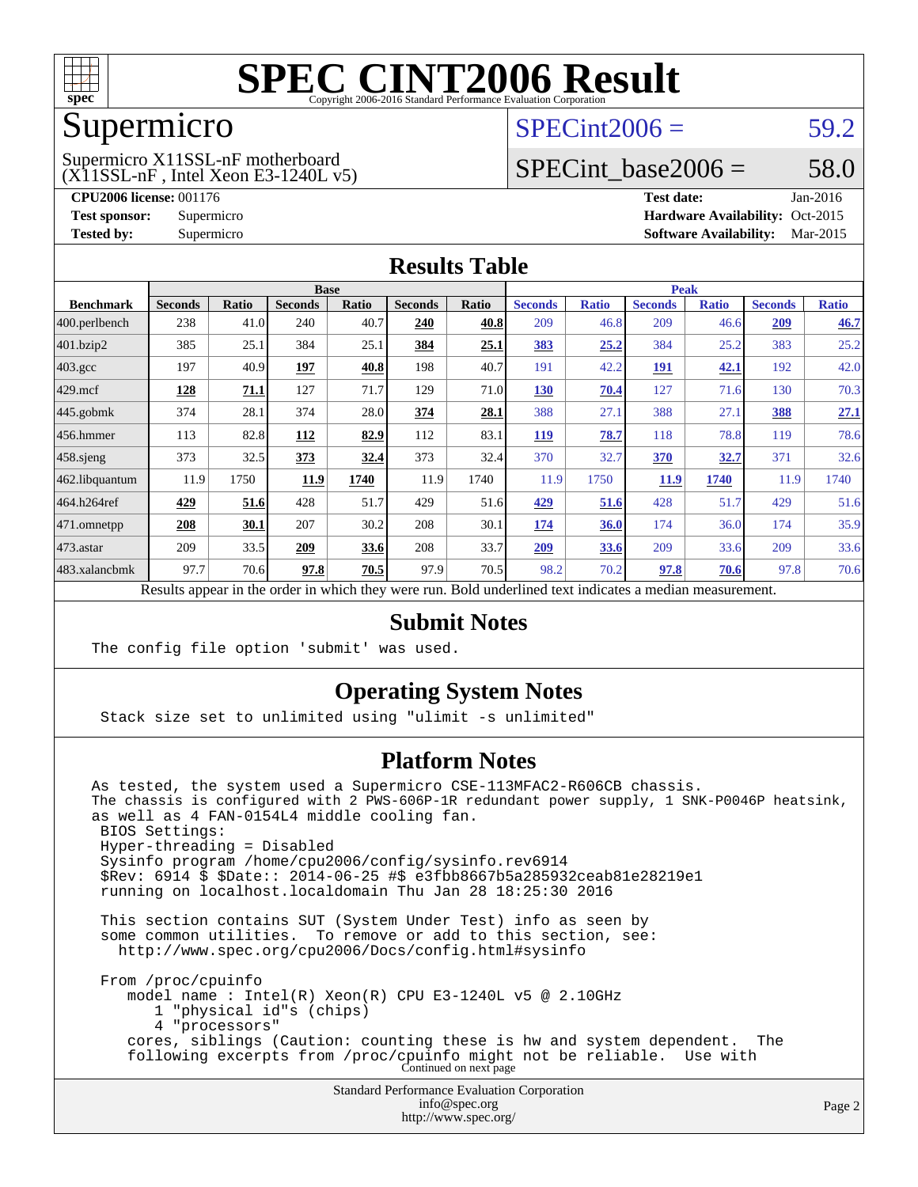# SPEC CINT2006 Result

Copyright 2006-2016 Standard Performance Evaluation Corporation

# Supermicro

Supermicro X11SSL-nF motherboard
(X11SSL-nF , Intel Xeon E3-1240L v5)

SPECint2006 = 59.2

SPECint_base2006 = 58.0

**CPU2006 license:** 001176
**Test sponsor:** Supermicro
**Tested by:** Supermicro

**Test date:** Jan-2016
**Hardware Availability:** Oct-2015
**Software Availability:** Mar-2015

## Results Table

| | Base | | | | | | Peak | | | | | |
|---|---|---|---|---|---|---|---|---|---|---|---|---|
| **Benchmark** | **Seconds** | **Ratio** | **Seconds** | **Ratio** | **Seconds** | **Ratio** | **Seconds** | **Ratio** | **Seconds** | **Ratio** | **Seconds** | **Ratio** |
| 400.perlbench | 238 | 41.0 | 240 | 40.7 | **240** | **40.8** | 209 | 46.8 | 209 | 46.6 | **209** | **46.7** |
| 401.bzip2 | 385 | 25.1 | 384 | 25.1 | **384** | **25.1** | **383** | **25.2** | 384 | 25.2 | 383 | 25.2 |
| 403.gcc | 197 | 40.9 | **197** | **40.8** | 198 | 40.7 | 191 | 42.2 | **191** | **42.1** | 192 | 42.0 |
| 429.mcf | **128** | **71.1** | 127 | 71.7 | 129 | 71.0 | **130** | **70.4** | 127 | 71.6 | 130 | 70.3 |
| 445.gobmk | 374 | 28.1 | 374 | 28.0 | **374** | **28.1** | 388 | 27.1 | 388 | 27.1 | **388** | **27.1** |
| 456.hmmer | 113 | 82.8 | **112** | **82.9** | 112 | 83.1 | **119** | **78.7** | 118 | 78.8 | 119 | 78.6 |
| 458.sjeng | 373 | 32.5 | **373** | **32.4** | 373 | 32.4 | 370 | 32.7 | **370** | **32.7** | 371 | 32.6 |
| 462.libquantum | 11.9 | 1750 | **11.9** | **1740** | 11.9 | 1740 | 11.9 | 1750 | **11.9** | **1740** | 11.9 | 1740 |
| 464.h264ref | **429** | **51.6** | 428 | 51.7 | 429 | 51.6 | **429** | **51.6** | 428 | 51.7 | 429 | 51.6 |
| 471.omnetpp | **208** | **30.1** | 207 | 30.2 | 208 | 30.1 | **174** | **36.0** | 174 | 36.0 | 174 | 35.9 |
| 473.astar | 209 | 33.5 | **209** | **33.6** | 208 | 33.7 | **209** | **33.6** | 209 | 33.6 | 209 | 33.6 |
| 483.xalancbmk | 97.7 | 70.6 | **97.8** | **70.5** | 97.9 | 70.5 | 98.2 | 70.2 | **97.8** | **70.6** | 97.8 | 70.6 |

Results appear in the order in which they were run. Bold underlined text indicates a median measurement.

## Submit Notes

```
The config file option 'submit' was used.
```

## Operating System Notes

```
Stack size set to unlimited using "ulimit -s unlimited"
```

## Platform Notes

```
As tested, the system used a Supermicro CSE-113MFAC2-R606CB chassis.
The chassis is configured with 2 PWS-606P-1R redundant power supply, 1 SNK-P0046P heatsink,
as well as 4 FAN-0154L4 middle cooling fan.
 BIOS Settings:
 Hyper-threading = Disabled
 Sysinfo program /home/cpu2006/config/sysinfo.rev6914
 $Rev: 6914 $ $Date:: 2014-06-25 #$ e3fbb8667b5a285932ceab81e28219e1
 running on localhost.localdomain Thu Jan 28 18:25:30 2016

 This section contains SUT (System Under Test) info as seen by
 some common utilities.  To remove or add to this section, see:
   http://www.spec.org/cpu2006/Docs/config.html#sysinfo

 From /proc/cpuinfo
    model name : Intel(R) Xeon(R) CPU E3-1240L v5 @ 2.10GHz
       1 "physical id"s (chips)
       4 "processors"
    cores, siblings (Caution: counting these is hw and system dependent.  The
    following excerpts from /proc/cpuinfo might not be reliable.  Use with
```

Continued on next page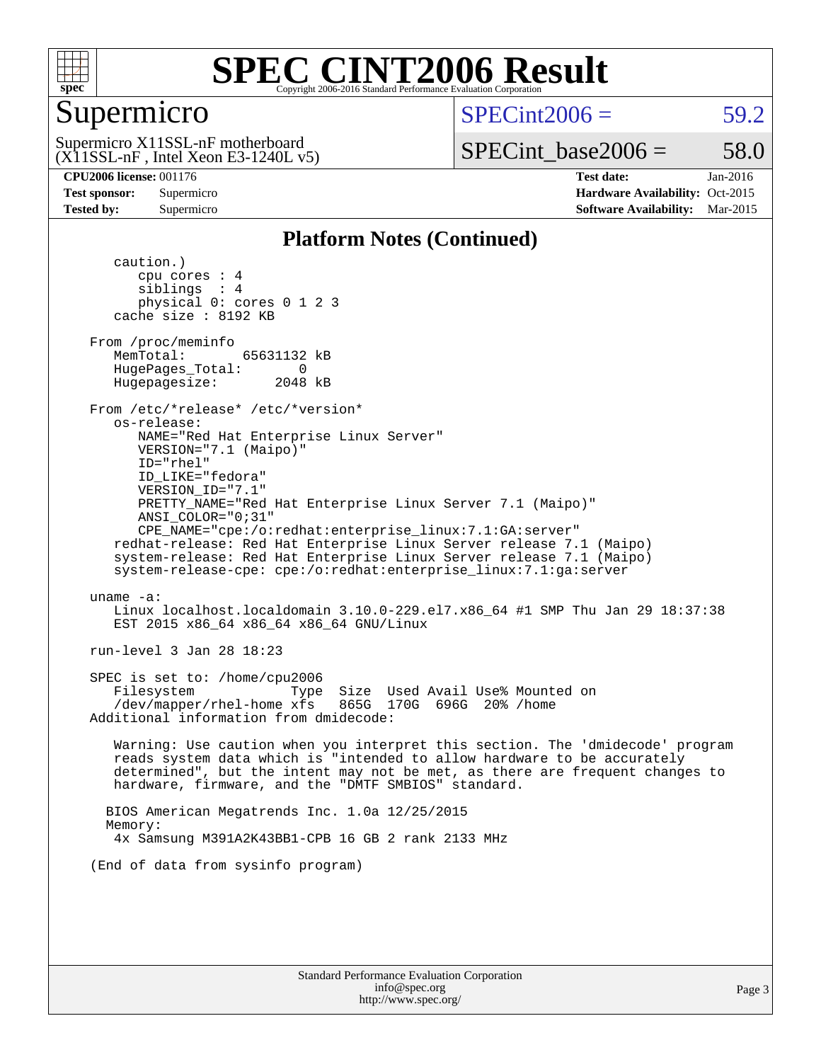# SPEC CINT2006 Result

Copyright 2006-2016 Standard Performance Evaluation Corporation

## Supermicro

Supermicro X11SSL-nF motherboard
(X11SSL-nF , Intel Xeon E3-1240L v5)

SPECint2006 = 59.2

SPECint_base2006 = 58.0

**CPU2006 license:** 001176
**Test sponsor:** Supermicro
**Tested by:** Supermicro

**Test date:** Jan-2016
**Hardware Availability:** Oct-2015
**Software Availability:** Mar-2015

### Platform Notes (Continued)

```
      caution.)
         cpu cores : 4
         siblings  : 4
         physical 0: cores 0 1 2 3
      cache size : 8192 KB

   From /proc/meminfo
      MemTotal:       65631132 kB
      HugePages_Total:       0
      Hugepagesize:       2048 kB

   From /etc/*release* /etc/*version*
      os-release:
         NAME="Red Hat Enterprise Linux Server"
         VERSION="7.1 (Maipo)"
         ID="rhel"
         ID_LIKE="fedora"
         VERSION_ID="7.1"
         PRETTY_NAME="Red Hat Enterprise Linux Server 7.1 (Maipo)"
         ANSI_COLOR="0;31"
         CPE_NAME="cpe:/o:redhat:enterprise_linux:7.1:GA:server"
      redhat-release: Red Hat Enterprise Linux Server release 7.1 (Maipo)
      system-release: Red Hat Enterprise Linux Server release 7.1 (Maipo)
      system-release-cpe: cpe:/o:redhat:enterprise_linux:7.1:ga:server

   uname -a:
      Linux localhost.localdomain 3.10.0-229.el7.x86_64 #1 SMP Thu Jan 29 18:37:38
      EST 2015 x86_64 x86_64 x86_64 GNU/Linux

   run-level 3 Jan 28 18:23

   SPEC is set to: /home/cpu2006
      Filesystem            Type  Size  Used Avail Use% Mounted on
      /dev/mapper/rhel-home xfs   865G  170G  696G  20% /home
   Additional information from dmidecode:

      Warning: Use caution when you interpret this section. The 'dmidecode' program
      reads system data which is "intended to allow hardware to be accurately
      determined", but the intent may not be met, as there are frequent changes to
      hardware, firmware, and the "DMTF SMBIOS" standard.

     BIOS American Megatrends Inc. 1.0a 12/25/2015
     Memory:
      4x Samsung M391A2K43BB1-CPB 16 GB 2 rank 2133 MHz

   (End of data from sysinfo program)
```

Standard Performance Evaluation Corporation
info@spec.org
http://www.spec.org/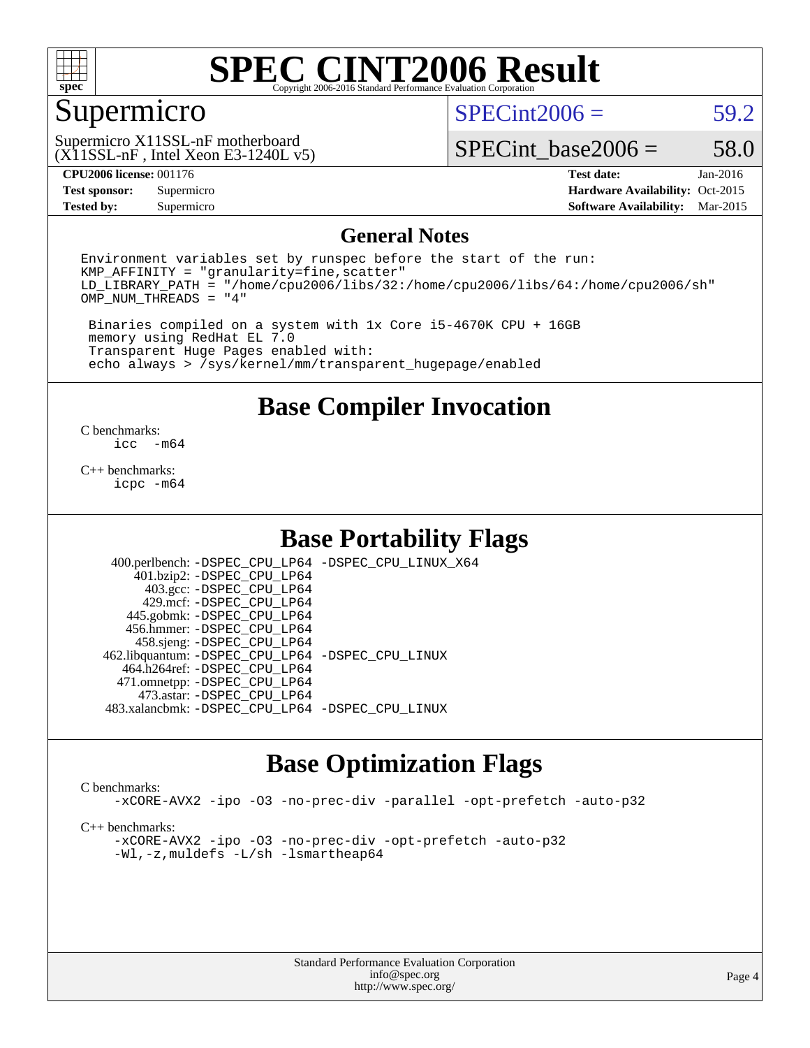# SPEC CINT2006 Result

Copyright 2006-2016 Standard Performance Evaluation Corporation

## Supermicro

Supermicro X11SSL-nF motherboard
(X11SSL-nF , Intel Xeon E3-1240L v5)

SPECint2006 = 59.2

SPECint_base2006 = 58.0

**CPU2006 license:** 001176
**Test sponsor:** Supermicro
**Tested by:** Supermicro

**Test date:** Jan-2016
**Hardware Availability:** Oct-2015
**Software Availability:** Mar-2015

## General Notes

```
Environment variables set by runspec before the start of the run:
KMP_AFFINITY = "granularity=fine,scatter"
LD_LIBRARY_PATH = "/home/cpu2006/libs/32:/home/cpu2006/libs/64:/home/cpu2006/sh"
OMP_NUM_THREADS = "4"

 Binaries compiled on a system with 1x Core i5-4670K CPU + 16GB
 memory using RedHat EL 7.0
 Transparent Huge Pages enabled with:
 echo always > /sys/kernel/mm/transparent_hugepage/enabled
```

## Base Compiler Invocation

C benchmarks:
```
icc  -m64
```

C++ benchmarks:
```
icpc -m64
```

## Base Portability Flags

```
    400.perlbench: -DSPEC_CPU_LP64 -DSPEC_CPU_LINUX_X64
       401.bzip2: -DSPEC_CPU_LP64
         403.gcc: -DSPEC_CPU_LP64
         429.mcf: -DSPEC_CPU_LP64
       445.gobmk: -DSPEC_CPU_LP64
       456.hmmer: -DSPEC_CPU_LP64
       458.sjeng: -DSPEC_CPU_LP64
  462.libquantum: -DSPEC_CPU_LP64 -DSPEC_CPU_LINUX
     464.h264ref: -DSPEC_CPU_LP64
     471.omnetpp: -DSPEC_CPU_LP64
       473.astar: -DSPEC_CPU_LP64
  483.xalancbmk: -DSPEC_CPU_LP64 -DSPEC_CPU_LINUX
```

## Base Optimization Flags

C benchmarks:
```
-xCORE-AVX2 -ipo -O3 -no-prec-div -parallel -opt-prefetch -auto-p32
```

C++ benchmarks:
```
-xCORE-AVX2 -ipo -O3 -no-prec-div -opt-prefetch -auto-p32
-Wl,-z,muldefs -L/sh -lsmartheap64
```

Standard Performance Evaluation Corporation
info@spec.org
http://www.spec.org/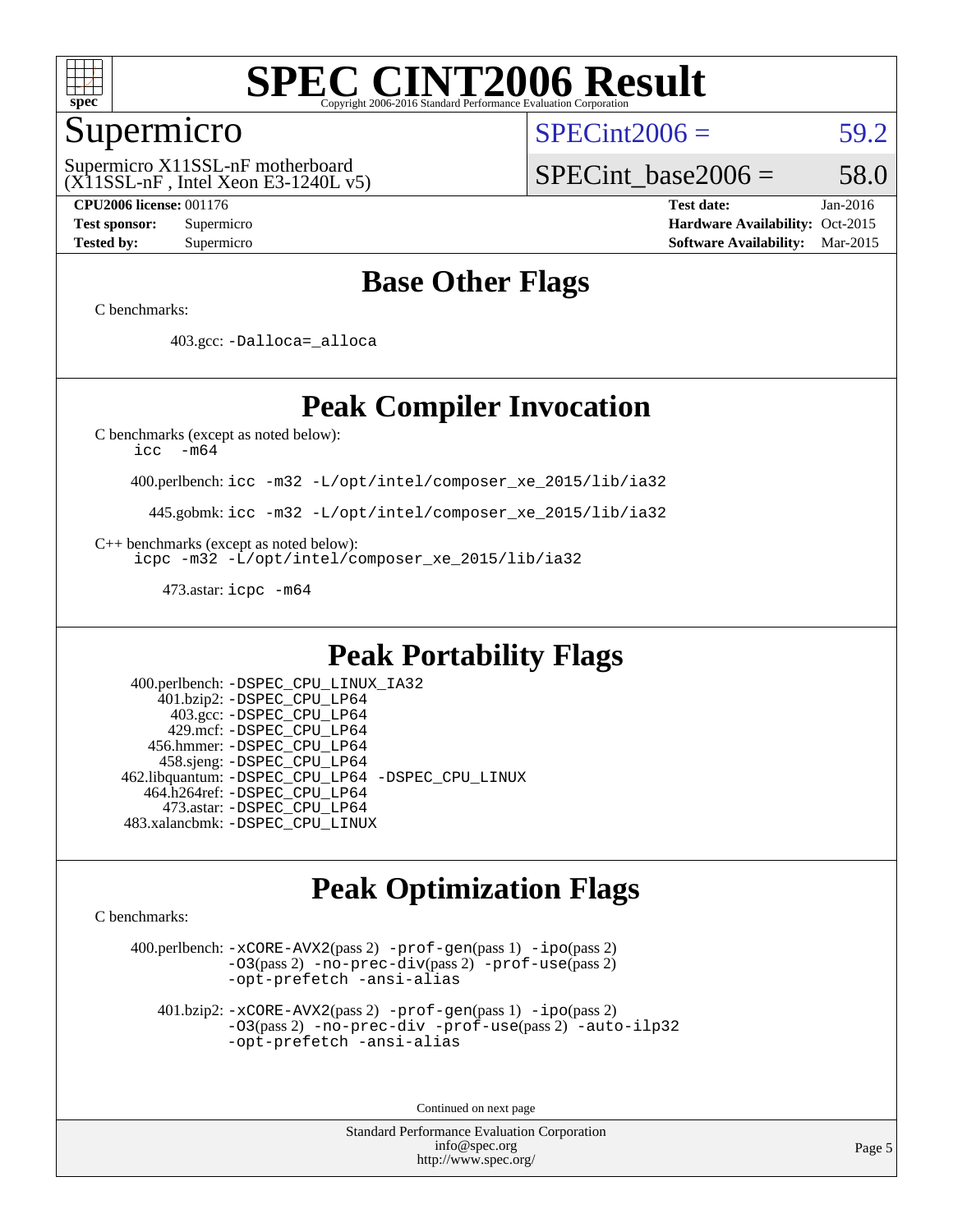# SPEC CINT2006 Result

Copyright 2006-2016 Standard Performance Evaluation Corporation

## Supermicro

Supermicro X11SSL-nF motherboard
(X11SSL-nF , Intel Xeon E3-1240L v5)

SPECint2006 = 59.2

SPECint_base2006 = 58.0

**CPU2006 license:** 001176
**Test sponsor:** Supermicro
**Tested by:** Supermicro

**Test date:** Jan-2016
**Hardware Availability:** Oct-2015
**Software Availability:** Mar-2015

## Base Other Flags

C benchmarks:

403.gcc: -Dalloca=_alloca

## Peak Compiler Invocation

C benchmarks (except as noted below):
icc -m64

400.perlbench: icc -m32 -L/opt/intel/composer_xe_2015/lib/ia32

445.gobmk: icc -m32 -L/opt/intel/composer_xe_2015/lib/ia32

C++ benchmarks (except as noted below):
icpc -m32 -L/opt/intel/composer_xe_2015/lib/ia32

473.astar: icpc -m64

## Peak Portability Flags

400.perlbench: -DSPEC_CPU_LINUX_IA32
401.bzip2: -DSPEC_CPU_LP64
403.gcc: -DSPEC_CPU_LP64
429.mcf: -DSPEC_CPU_LP64
456.hmmer: -DSPEC_CPU_LP64
458.sjeng: -DSPEC_CPU_LP64
462.libquantum: -DSPEC_CPU_LP64 -DSPEC_CPU_LINUX
464.h264ref: -DSPEC_CPU_LP64
473.astar: -DSPEC_CPU_LP64
483.xalancbmk: -DSPEC_CPU_LINUX

## Peak Optimization Flags

C benchmarks:

400.perlbench: -xCORE-AVX2(pass 2) -prof-gen(pass 1) -ipo(pass 2) -O3(pass 2) -no-prec-div(pass 2) -prof-use(pass 2) -opt-prefetch -ansi-alias

401.bzip2: -xCORE-AVX2(pass 2) -prof-gen(pass 1) -ipo(pass 2) -O3(pass 2) -no-prec-div -prof-use(pass 2) -auto-ilp32 -opt-prefetch -ansi-alias

Continued on next page

Standard Performance Evaluation Corporation
info@spec.org
http://www.spec.org/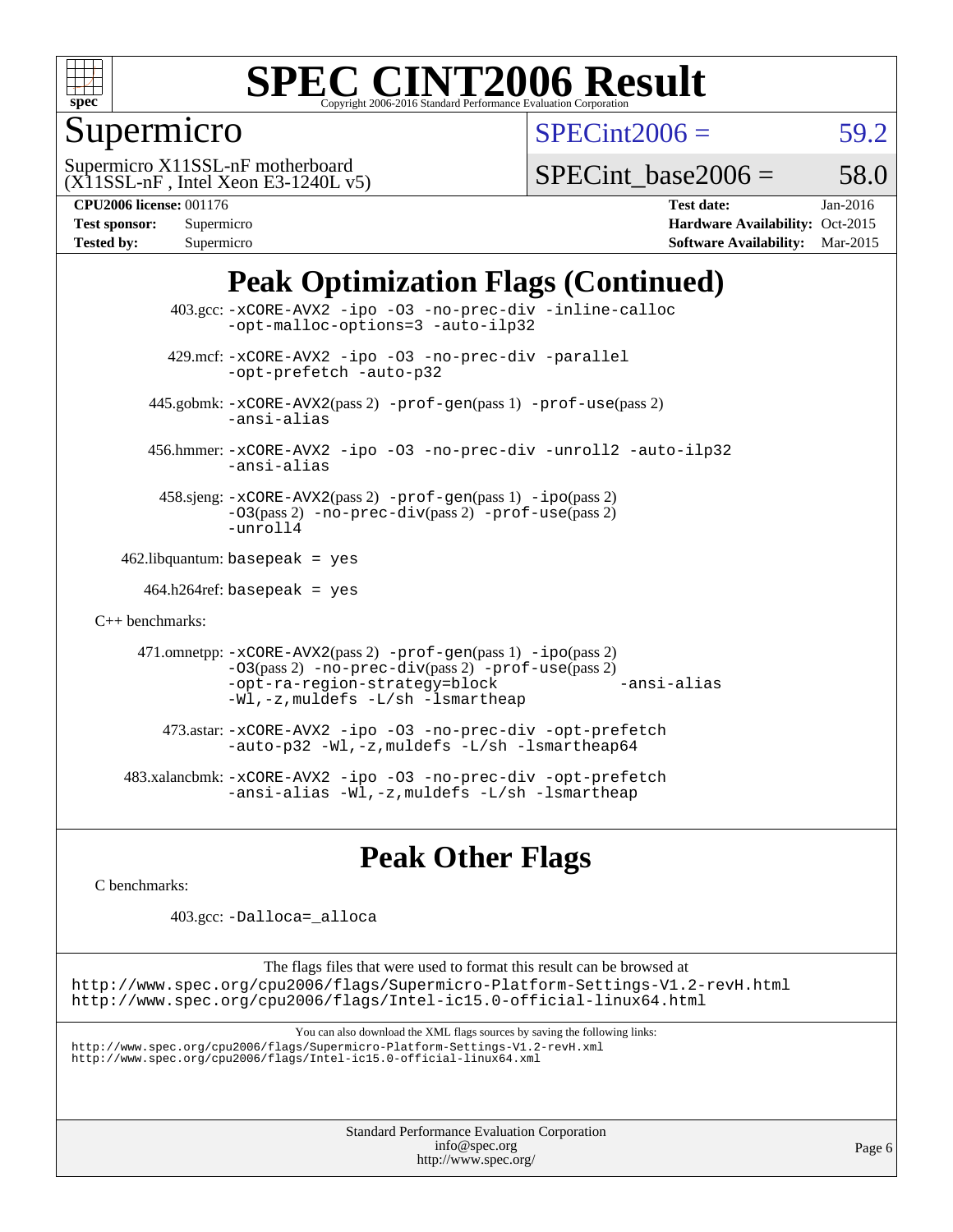# SPEC CINT2006 Result

Copyright 2006-2016 Standard Performance Evaluation Corporation

## Supermicro

Supermicro X11SSL-nF motherboard
(X11SSL-nF , Intel Xeon E3-1240L v5)

SPECint2006 = 59.2

SPECint_base2006 = 58.0

**CPU2006 license:** 001176
**Test sponsor:** Supermicro
**Tested by:** Supermicro

**Test date:** Jan-2016
**Hardware Availability:** Oct-2015
**Software Availability:** Mar-2015

## Peak Optimization Flags (Continued)

403.gcc: `-xCORE-AVX2 -ipo -O3 -no-prec-div -inline-calloc -opt-malloc-options=3 -auto-ilp32`

429.mcf: `-xCORE-AVX2 -ipo -O3 -no-prec-div -parallel -opt-prefetch -auto-p32`

445.gobmk: `-xCORE-AVX2`(pass 2) `-prof-gen`(pass 1) `-prof-use`(pass 2) `-ansi-alias`

456.hmmer: `-xCORE-AVX2 -ipo -O3 -no-prec-div -unroll2 -auto-ilp32 -ansi-alias`

458.sjeng: `-xCORE-AVX2`(pass 2) `-prof-gen`(pass 1) `-ipo`(pass 2) `-O3`(pass 2) `-no-prec-div`(pass 2) `-prof-use`(pass 2) `-unroll4`

462.libquantum: `basepeak = yes`

464.h264ref: `basepeak = yes`

C++ benchmarks:

471.omnetpp: `-xCORE-AVX2`(pass 2) `-prof-gen`(pass 1) `-ipo`(pass 2) `-O3`(pass 2) `-no-prec-div`(pass 2) `-prof-use`(pass 2) `-opt-ra-region-strategy=block -ansi-alias -Wl,-z,muldefs -L/sh -lsmartheap`

473.astar: `-xCORE-AVX2 -ipo -O3 -no-prec-div -opt-prefetch -auto-p32 -Wl,-z,muldefs -L/sh -lsmartheap64`

483.xalancbmk: `-xCORE-AVX2 -ipo -O3 -no-prec-div -opt-prefetch -ansi-alias -Wl,-z,muldefs -L/sh -lsmartheap`

## Peak Other Flags

C benchmarks:

403.gcc: `-Dalloca=_alloca`

The flags files that were used to format this result can be browsed at
http://www.spec.org/cpu2006/flags/Supermicro-Platform-Settings-V1.2-revH.html
http://www.spec.org/cpu2006/flags/Intel-ic15.0-official-linux64.html

You can also download the XML flags sources by saving the following links:
http://www.spec.org/cpu2006/flags/Supermicro-Platform-Settings-V1.2-revH.xml
http://www.spec.org/cpu2006/flags/Intel-ic15.0-official-linux64.xml

Standard Performance Evaluation Corporation
info@spec.org
http://www.spec.org/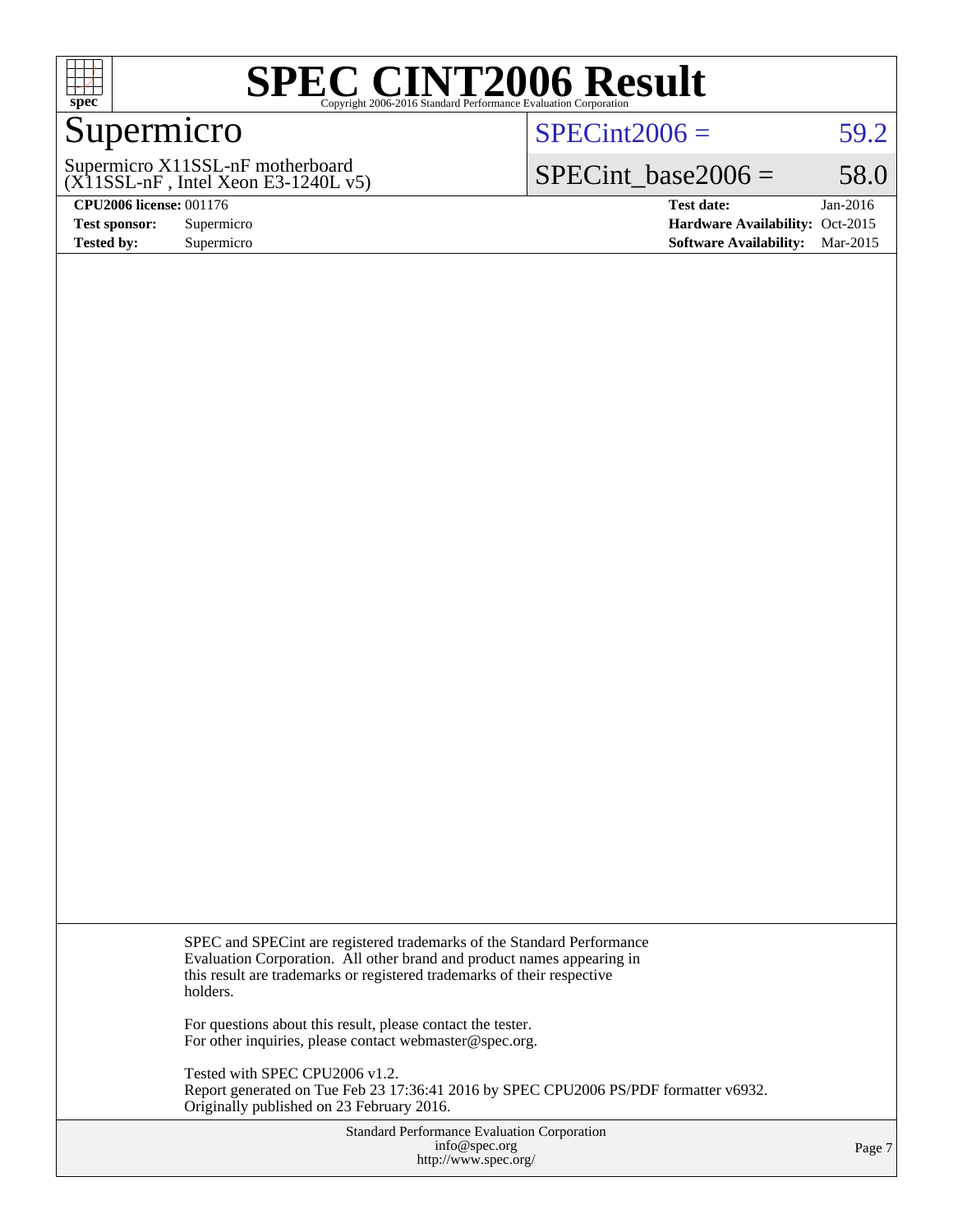SPEC and SPECint are registered trademarks of the Standard Performance Evaluation Corporation. All other brand and product names appearing in this result are trademarks or registered trademarks of their respective holders.

For questions about this result, please contact the tester.
For other inquiries, please contact webmaster@spec.org.

Tested with SPEC CPU2006 v1.2.
Report generated on Tue Feb 23 17:36:41 2016 by SPEC CPU2006 PS/PDF formatter v6932.
Originally published on 23 February 2016.